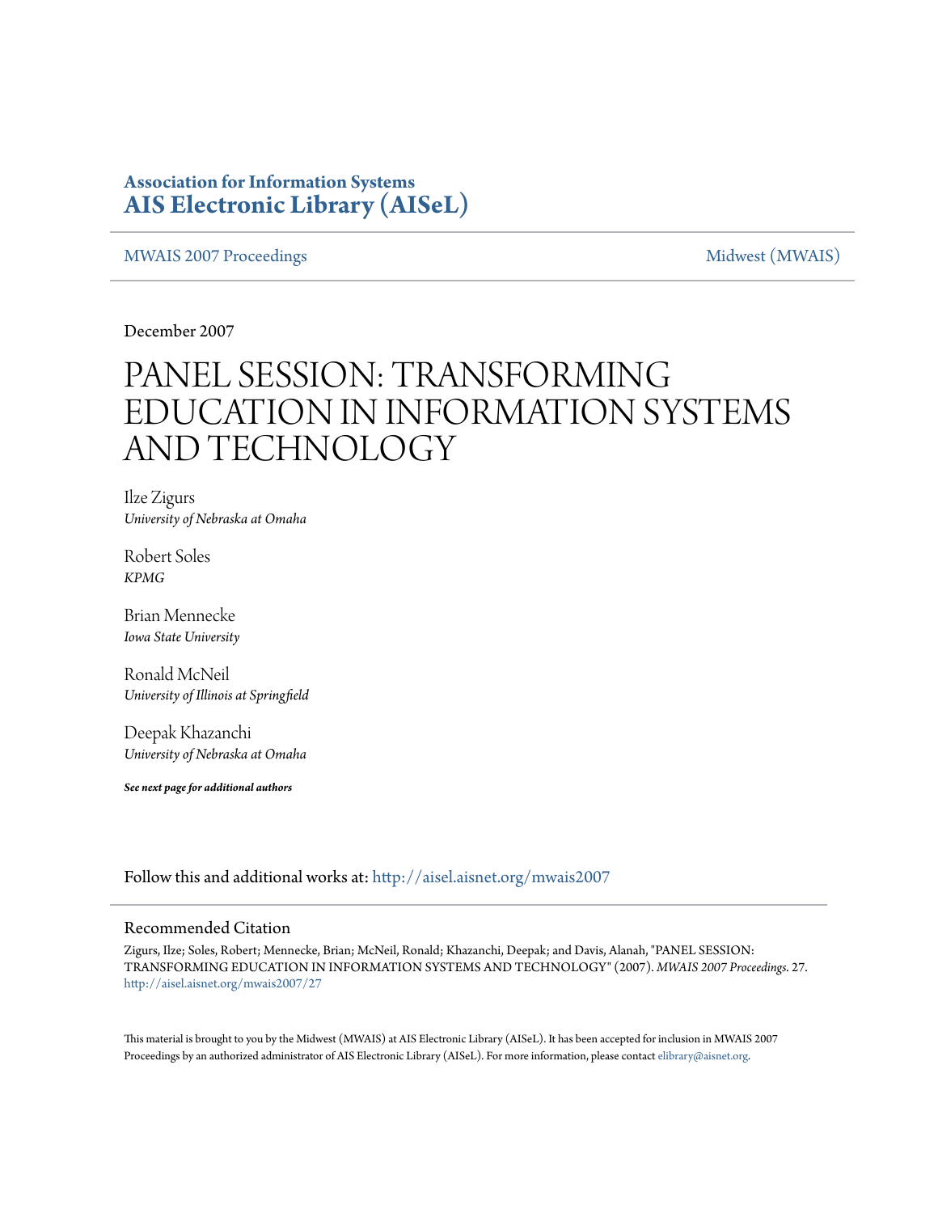# Association for Information Systems
# AIS Electronic Library (AISeL)

MWAIS 2007 Proceedings | Midwest (MWAIS)

December 2007

# PANEL SESSION: TRANSFORMING EDUCATION IN INFORMATION SYSTEMS AND TECHNOLOGY

Ilze Zigurs
*University of Nebraska at Omaha*

Robert Soles
*KPMG*

Brian Mennecke
*Iowa State University*

Ronald McNeil
*University of Illinois at Springfield*

Deepak Khazanchi
*University of Nebraska at Omaha*

***See next page for additional authors***

Follow this and additional works at: http://aisel.aisnet.org/mwais2007

## Recommended Citation

Zigurs, Ilze; Soles, Robert; Mennecke, Brian; McNeil, Ronald; Khazanchi, Deepak; and Davis, Alanah, "PANEL SESSION: TRANSFORMING EDUCATION IN INFORMATION SYSTEMS AND TECHNOLOGY" (2007). *MWAIS 2007 Proceedings*. 27.
http://aisel.aisnet.org/mwais2007/27

This material is brought to you by the Midwest (MWAIS) at AIS Electronic Library (AISeL). It has been accepted for inclusion in MWAIS 2007 Proceedings by an authorized administrator of AIS Electronic Library (AISeL). For more information, please contact elibrary@aisnet.org.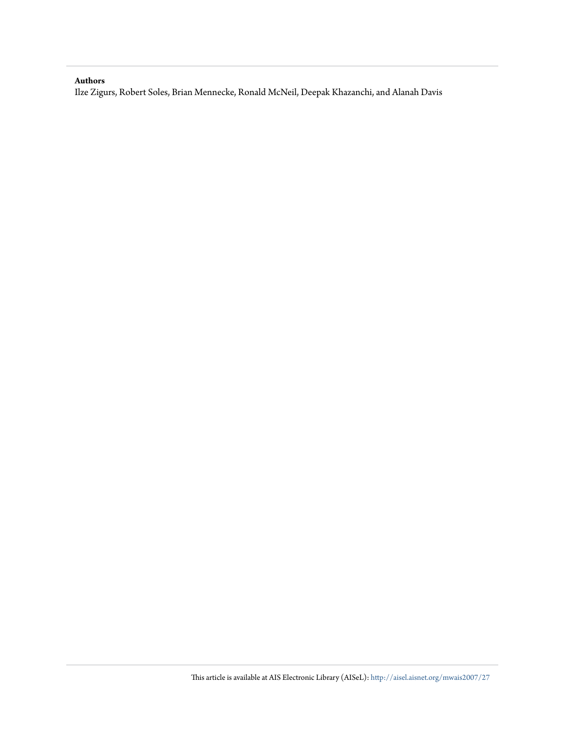**Authors**

Ilze Zigurs, Robert Soles, Brian Mennecke, Ronald McNeil, Deepak Khazanchi, and Alanah Davis

This article is available at AIS Electronic Library (AISeL): http://aisel.aisnet.org/mwais2007/27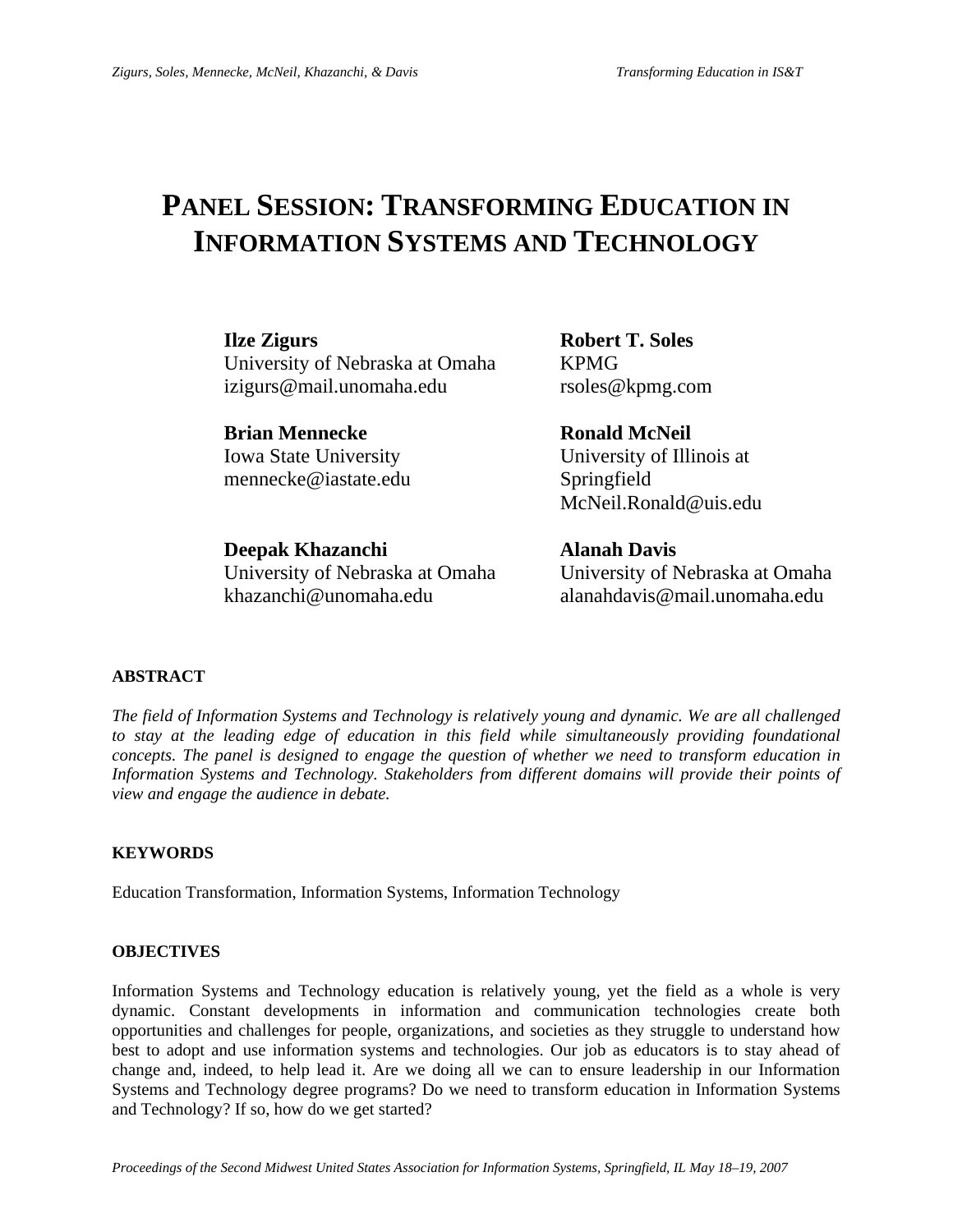// PANEL SESSION: TRANSFORMING EDUCATION IN INFORMATION SYSTEMS AND TECHNOLOGY

**Ilze Zigurs**
University of Nebraska at Omaha
izigurs@mail.unomaha.edu

**Robert T. Soles**
KPMG
rsoles@kpmg.com

**Brian Mennecke**
Iowa State University
mennecke@iastate.edu

**Ronald McNeil**
University of Illinois at Springfield
McNeil.Ronald@uis.edu

**Deepak Khazanchi**
University of Nebraska at Omaha
khazanchi@unomaha.edu

**Alanah Davis**
University of Nebraska at Omaha
alanahdavis@mail.unomaha.edu

## ABSTRACT

*The field of Information Systems and Technology is relatively young and dynamic. We are all challenged to stay at the leading edge of education in this field while simultaneously providing foundational concepts. The panel is designed to engage the question of whether we need to transform education in Information Systems and Technology. Stakeholders from different domains will provide their points of view and engage the audience in debate.*

## KEYWORDS

Education Transformation, Information Systems, Information Technology

## OBJECTIVES

Information Systems and Technology education is relatively young, yet the field as a whole is very dynamic. Constant developments in information and communication technologies create both opportunities and challenges for people, organizations, and societies as they struggle to understand how best to adopt and use information systems and technologies. Our job as educators is to stay ahead of change and, indeed, to help lead it. Are we doing all we can to ensure leadership in our Information Systems and Technology degree programs? Do we need to transform education in Information Systems and Technology? If so, how do we get started?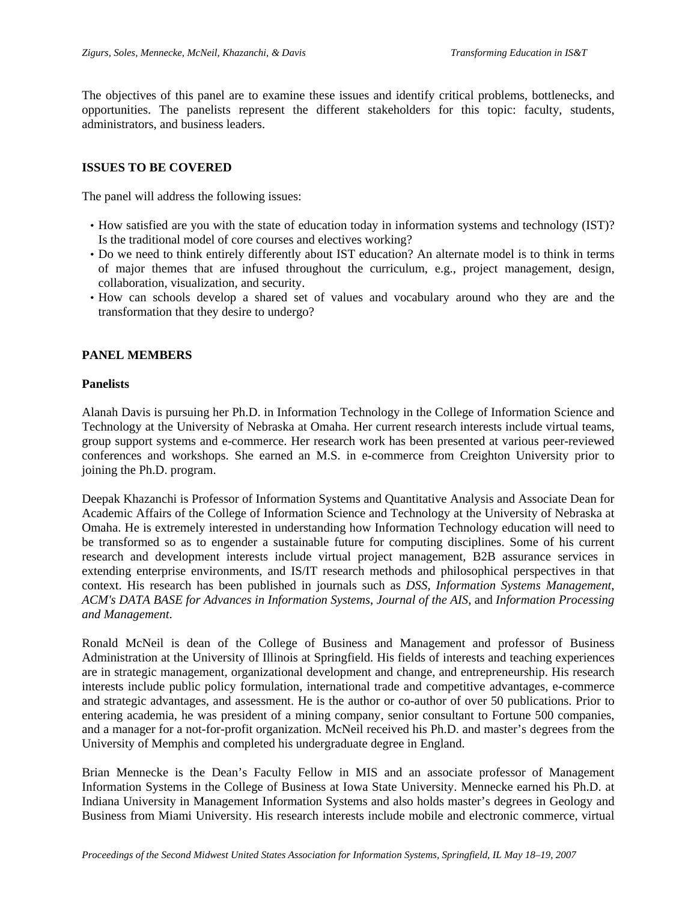The objectives of this panel are to examine these issues and identify critical problems, bottlenecks, and opportunities. The panelists represent the different stakeholders for this topic: faculty, students, administrators, and business leaders.

## ISSUES TO BE COVERED

The panel will address the following issues:

- How satisfied are you with the state of education today in information systems and technology (IST)? Is the traditional model of core courses and electives working?
- Do we need to think entirely differently about IST education? An alternate model is to think in terms of major themes that are infused throughout the curriculum, e.g., project management, design, collaboration, visualization, and security.
- How can schools develop a shared set of values and vocabulary around who they are and the transformation that they desire to undergo?

## PANEL MEMBERS

### Panelists

Alanah Davis is pursuing her Ph.D. in Information Technology in the College of Information Science and Technology at the University of Nebraska at Omaha. Her current research interests include virtual teams, group support systems and e-commerce. Her research work has been presented at various peer-reviewed conferences and workshops. She earned an M.S. in e-commerce from Creighton University prior to joining the Ph.D. program.

Deepak Khazanchi is Professor of Information Systems and Quantitative Analysis and Associate Dean for Academic Affairs of the College of Information Science and Technology at the University of Nebraska at Omaha. He is extremely interested in understanding how Information Technology education will need to be transformed so as to engender a sustainable future for computing disciplines. Some of his current research and development interests include virtual project management, B2B assurance services in extending enterprise environments, and IS/IT research methods and philosophical perspectives in that context. His research has been published in journals such as *DSS*, *Information Systems Management*, *ACM's DATA BASE for Advances in Information Systems*, *Journal of the AIS*, and *Information Processing and Management*.

Ronald McNeil is dean of the College of Business and Management and professor of Business Administration at the University of Illinois at Springfield. His fields of interests and teaching experiences are in strategic management, organizational development and change, and entrepreneurship. His research interests include public policy formulation, international trade and competitive advantages, e-commerce and strategic advantages, and assessment. He is the author or co-author of over 50 publications. Prior to entering academia, he was president of a mining company, senior consultant to Fortune 500 companies, and a manager for a not-for-profit organization. McNeil received his Ph.D. and master's degrees from the University of Memphis and completed his undergraduate degree in England.

Brian Mennecke is the Dean's Faculty Fellow in MIS and an associate professor of Management Information Systems in the College of Business at Iowa State University. Mennecke earned his Ph.D. at Indiana University in Management Information Systems and also holds master's degrees in Geology and Business from Miami University. His research interests include mobile and electronic commerce, virtual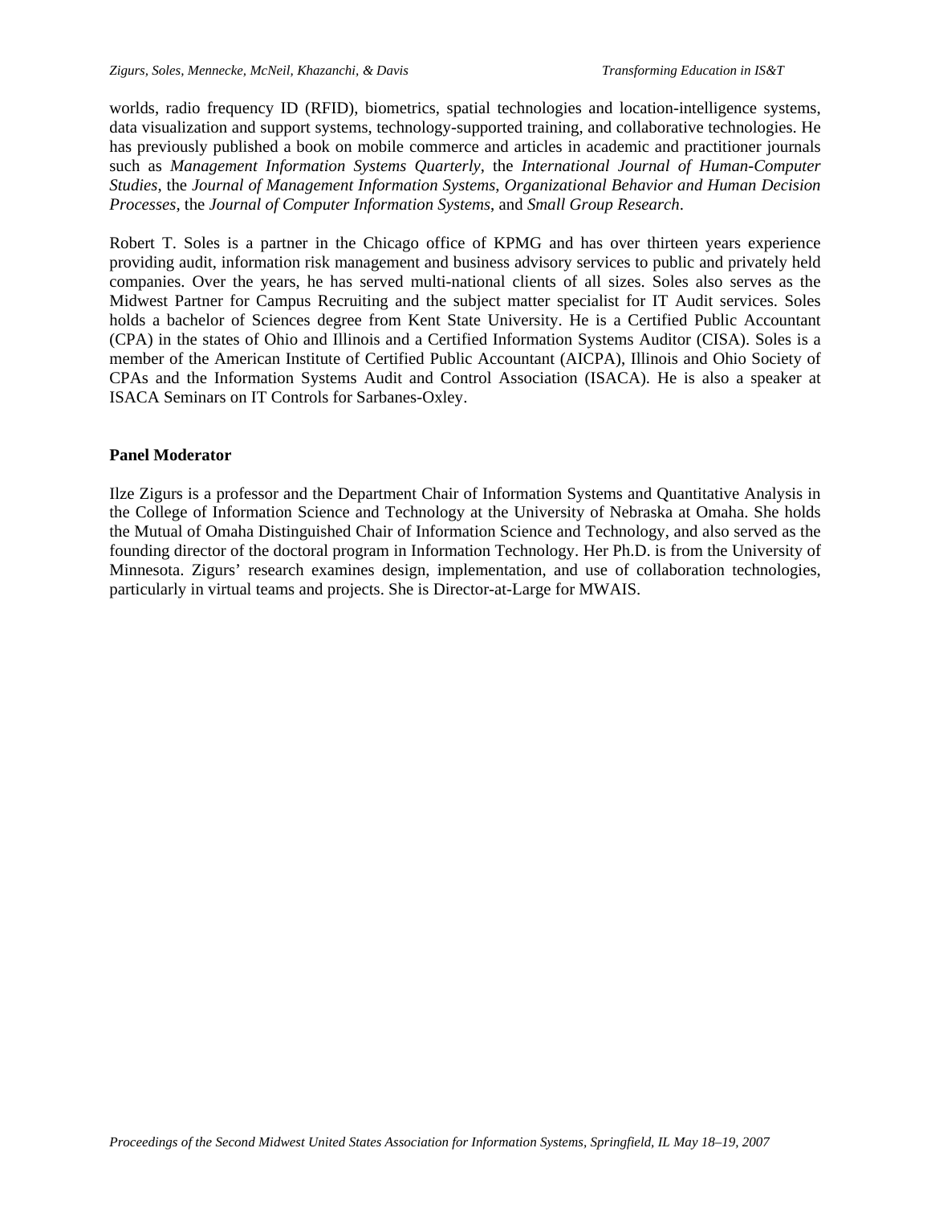worlds, radio frequency ID (RFID), biometrics, spatial technologies and location-intelligence systems, data visualization and support systems, technology-supported training, and collaborative technologies. He has previously published a book on mobile commerce and articles in academic and practitioner journals such as *Management Information Systems Quarterly*, the *International Journal of Human-Computer Studies*, the *Journal of Management Information Systems*, *Organizational Behavior and Human Decision Processes*, the *Journal of Computer Information Systems*, and *Small Group Research*.

Robert T. Soles is a partner in the Chicago office of KPMG and has over thirteen years experience providing audit, information risk management and business advisory services to public and privately held companies. Over the years, he has served multi-national clients of all sizes. Soles also serves as the Midwest Partner for Campus Recruiting and the subject matter specialist for IT Audit services. Soles holds a bachelor of Sciences degree from Kent State University. He is a Certified Public Accountant (CPA) in the states of Ohio and Illinois and a Certified Information Systems Auditor (CISA). Soles is a member of the American Institute of Certified Public Accountant (AICPA), Illinois and Ohio Society of CPAs and the Information Systems Audit and Control Association (ISACA). He is also a speaker at ISACA Seminars on IT Controls for Sarbanes-Oxley.

**Panel Moderator**

Ilze Zigurs is a professor and the Department Chair of Information Systems and Quantitative Analysis in the College of Information Science and Technology at the University of Nebraska at Omaha. She holds the Mutual of Omaha Distinguished Chair of Information Science and Technology, and also served as the founding director of the doctoral program in Information Technology. Her Ph.D. is from the University of Minnesota. Zigurs' research examines design, implementation, and use of collaboration technologies, particularly in virtual teams and projects. She is Director-at-Large for MWAIS.